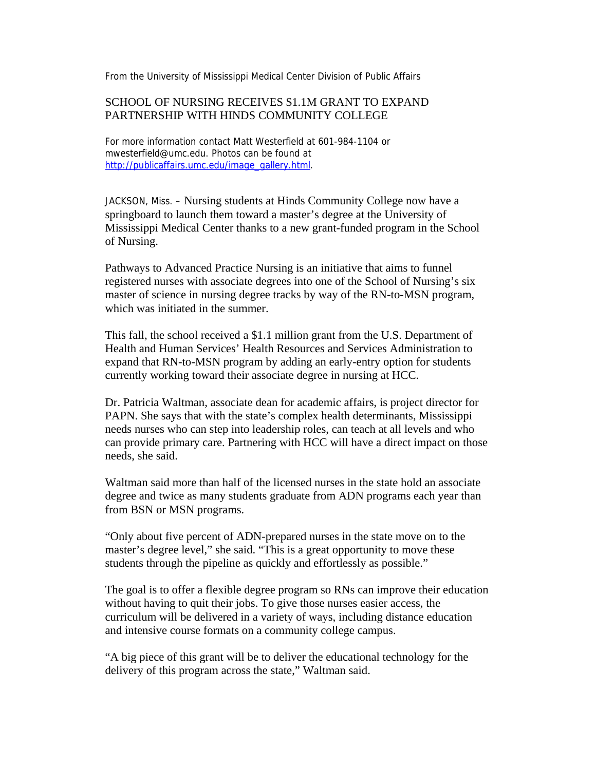From the University of Mississippi Medical Center Division of Public Affairs

# SCHOOL OF NURSING RECEIVES $1.1M GRANT TO EXPAND PARTNERSHIP WITH HINDS COMMUNITY COLLEGE

For more information contact Matt Westerfield at 601-984-1104 or mwesterfield@umc.edu. Photos can be found at http://publicaffairs.umc.edu/image_gallery.html.

JACKSON, Miss. – Nursing students at Hinds Community College now have a springboard to launch them toward a master's degree at the University of Mississippi Medical Center thanks to a new grant-funded program in the School of Nursing.

Pathways to Advanced Practice Nursing is an initiative that aims to funnel registered nurses with associate degrees into one of the School of Nursing's six master of science in nursing degree tracks by way of the RN-to-MSN program, which was initiated in the summer.

This fall, the school received a $1.1 million grant from the U.S. Department of Health and Human Services' Health Resources and Services Administration to expand that RN-to-MSN program by adding an early-entry option for students currently working toward their associate degree in nursing at HCC.

Dr. Patricia Waltman, associate dean for academic affairs, is project director for PAPN. She says that with the state's complex health determinants, Mississippi needs nurses who can step into leadership roles, can teach at all levels and who can provide primary care. Partnering with HCC will have a direct impact on those needs, she said.

Waltman said more than half of the licensed nurses in the state hold an associate degree and twice as many students graduate from ADN programs each year than from BSN or MSN programs.

"Only about five percent of ADN-prepared nurses in the state move on to the master's degree level," she said. "This is a great opportunity to move these students through the pipeline as quickly and effortlessly as possible."

The goal is to offer a flexible degree program so RNs can improve their education without having to quit their jobs. To give those nurses easier access, the curriculum will be delivered in a variety of ways, including distance education and intensive course formats on a community college campus.

"A big piece of this grant will be to deliver the educational technology for the delivery of this program across the state," Waltman said.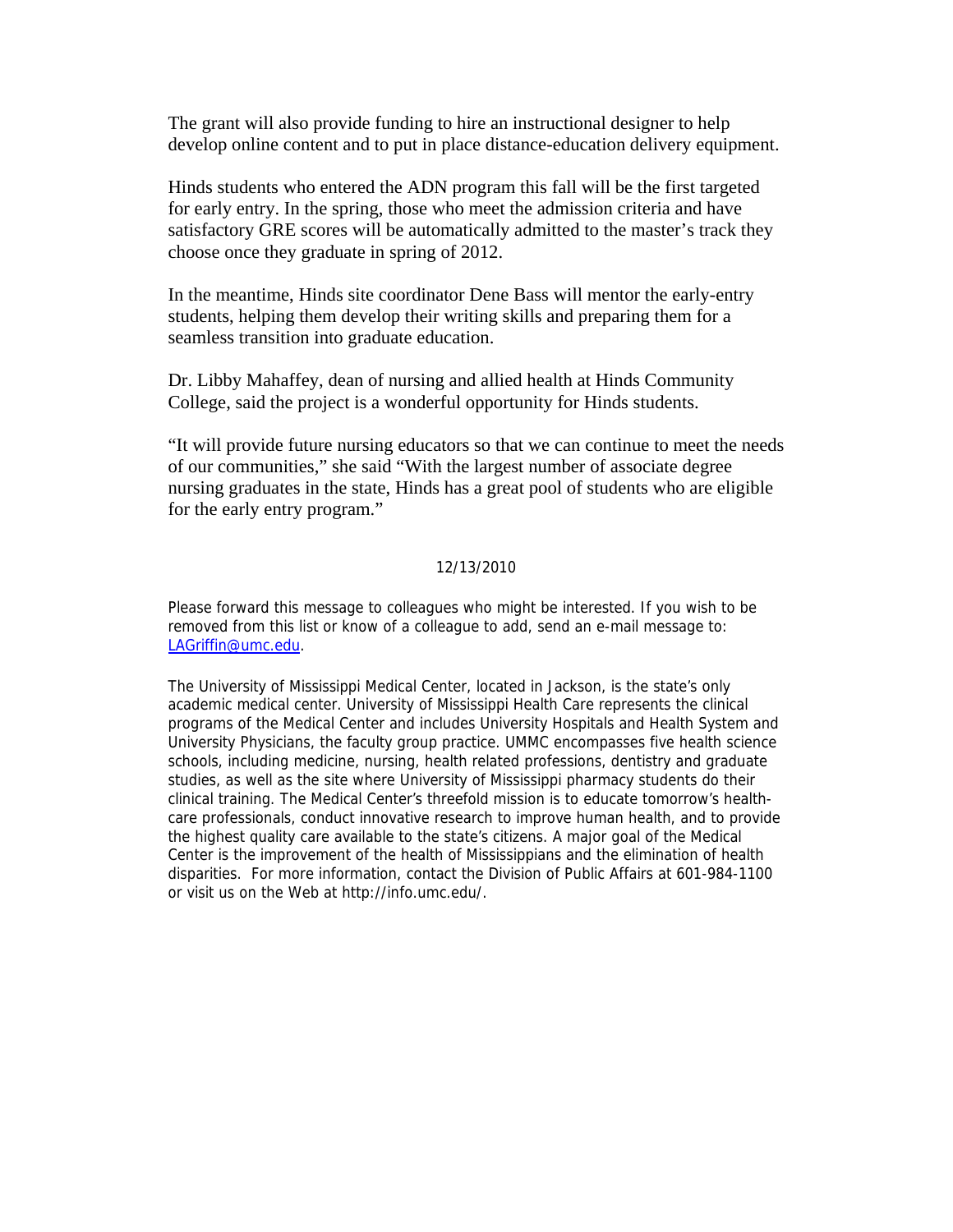The grant will also provide funding to hire an instructional designer to help develop online content and to put in place distance-education delivery equipment.

Hinds students who entered the ADN program this fall will be the first targeted for early entry. In the spring, those who meet the admission criteria and have satisfactory GRE scores will be automatically admitted to the master's track they choose once they graduate in spring of 2012.

In the meantime, Hinds site coordinator Dene Bass will mentor the early-entry students, helping them develop their writing skills and preparing them for a seamless transition into graduate education.

Dr. Libby Mahaffey, dean of nursing and allied health at Hinds Community College, said the project is a wonderful opportunity for Hinds students.

"It will provide future nursing educators so that we can continue to meet the needs of our communities," she said "With the largest number of associate degree nursing graduates in the state, Hinds has a great pool of students who are eligible for the early entry program."

12/13/2010

Please forward this message to colleagues who might be interested. If you wish to be removed from this list or know of a colleague to add, send an e-mail message to: LAGriffin@umc.edu.

The University of Mississippi Medical Center, located in Jackson, is the state's only academic medical center. University of Mississippi Health Care represents the clinical programs of the Medical Center and includes University Hospitals and Health System and University Physicians, the faculty group practice. UMMC encompasses five health science schools, including medicine, nursing, health related professions, dentistry and graduate studies, as well as the site where University of Mississippi pharmacy students do their clinical training. The Medical Center's threefold mission is to educate tomorrow's health-care professionals, conduct innovative research to improve human health, and to provide the highest quality care available to the state's citizens. A major goal of the Medical Center is the improvement of the health of Mississippians and the elimination of health disparities. For more information, contact the Division of Public Affairs at 601-984-1100 or visit us on the Web at http://info.umc.edu/.